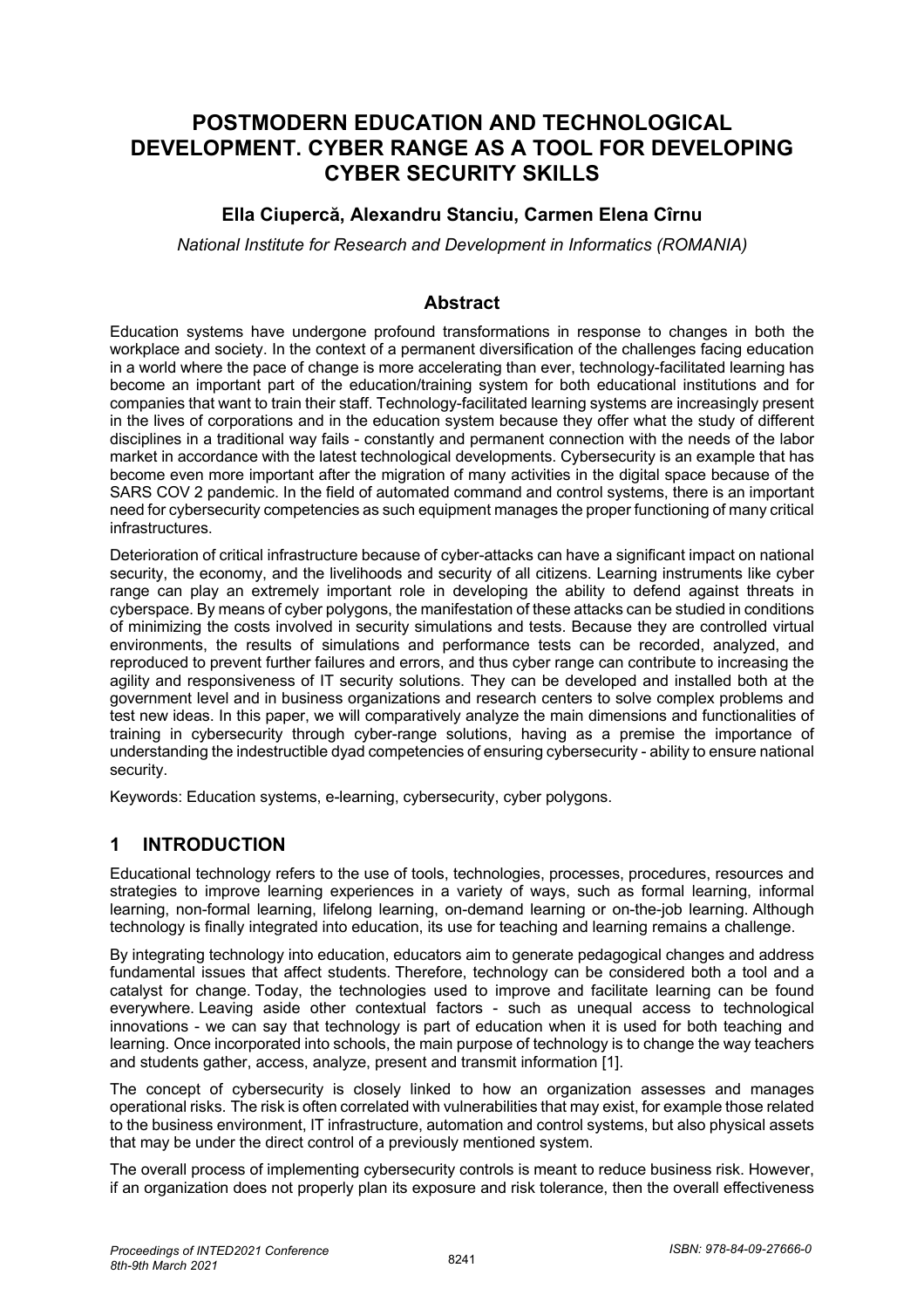# POSTMODERN EDUCATION AND TECHNOLOGICAL DEVELOPMENT. CYBER RANGE AS A TOOL FOR DEVELOPING CYBER SECURITY SKILLS

**Ella Ciupercă, Alexandru Stanciu, Carmen Elena Cîrnu**

*National Institute for Research and Development in Informatics (ROMANIA)*

## Abstract

Education systems have undergone profound transformations in response to changes in both the workplace and society. In the context of a permanent diversification of the challenges facing education in a world where the pace of change is more accelerating than ever, technology-facilitated learning has become an important part of the education/training system for both educational institutions and for companies that want to train their staff. Technology-facilitated learning systems are increasingly present in the lives of corporations and in the education system because they offer what the study of different disciplines in a traditional way fails - constantly and permanent connection with the needs of the labor market in accordance with the latest technological developments. Cybersecurity is an example that has become even more important after the migration of many activities in the digital space because of the SARS COV 2 pandemic. In the field of automated command and control systems, there is an important need for cybersecurity competencies as such equipment manages the proper functioning of many critical infrastructures.

Deterioration of critical infrastructure because of cyber-attacks can have a significant impact on national security, the economy, and the livelihoods and security of all citizens. Learning instruments like cyber range can play an extremely important role in developing the ability to defend against threats in cyberspace. By means of cyber polygons, the manifestation of these attacks can be studied in conditions of minimizing the costs involved in security simulations and tests. Because they are controlled virtual environments, the results of simulations and performance tests can be recorded, analyzed, and reproduced to prevent further failures and errors, and thus cyber range can contribute to increasing the agility and responsiveness of IT security solutions. They can be developed and installed both at the government level and in business organizations and research centers to solve complex problems and test new ideas. In this paper, we will comparatively analyze the main dimensions and functionalities of training in cybersecurity through cyber-range solutions, having as a premise the importance of understanding the indestructible dyad competencies of ensuring cybersecurity - ability to ensure national security.

Keywords: Education systems, e-learning, cybersecurity, cyber polygons.

## 1 INTRODUCTION

Educational technology refers to the use of tools, technologies, processes, procedures, resources and strategies to improve learning experiences in a variety of ways, such as formal learning, informal learning, non-formal learning, lifelong learning, on-demand learning or on-the-job learning. Although technology is finally integrated into education, its use for teaching and learning remains a challenge.

By integrating technology into education, educators aim to generate pedagogical changes and address fundamental issues that affect students. Therefore, technology can be considered both a tool and a catalyst for change. Today, the technologies used to improve and facilitate learning can be found everywhere. Leaving aside other contextual factors - such as unequal access to technological innovations - we can say that technology is part of education when it is used for both teaching and learning. Once incorporated into schools, the main purpose of technology is to change the way teachers and students gather, access, analyze, present and transmit information [1].

The concept of cybersecurity is closely linked to how an organization assesses and manages operational risks. The risk is often correlated with vulnerabilities that may exist, for example those related to the business environment, IT infrastructure, automation and control systems, but also physical assets that may be under the direct control of a previously mentioned system.

The overall process of implementing cybersecurity controls is meant to reduce business risk. However, if an organization does not properly plan its exposure and risk tolerance, then the overall effectiveness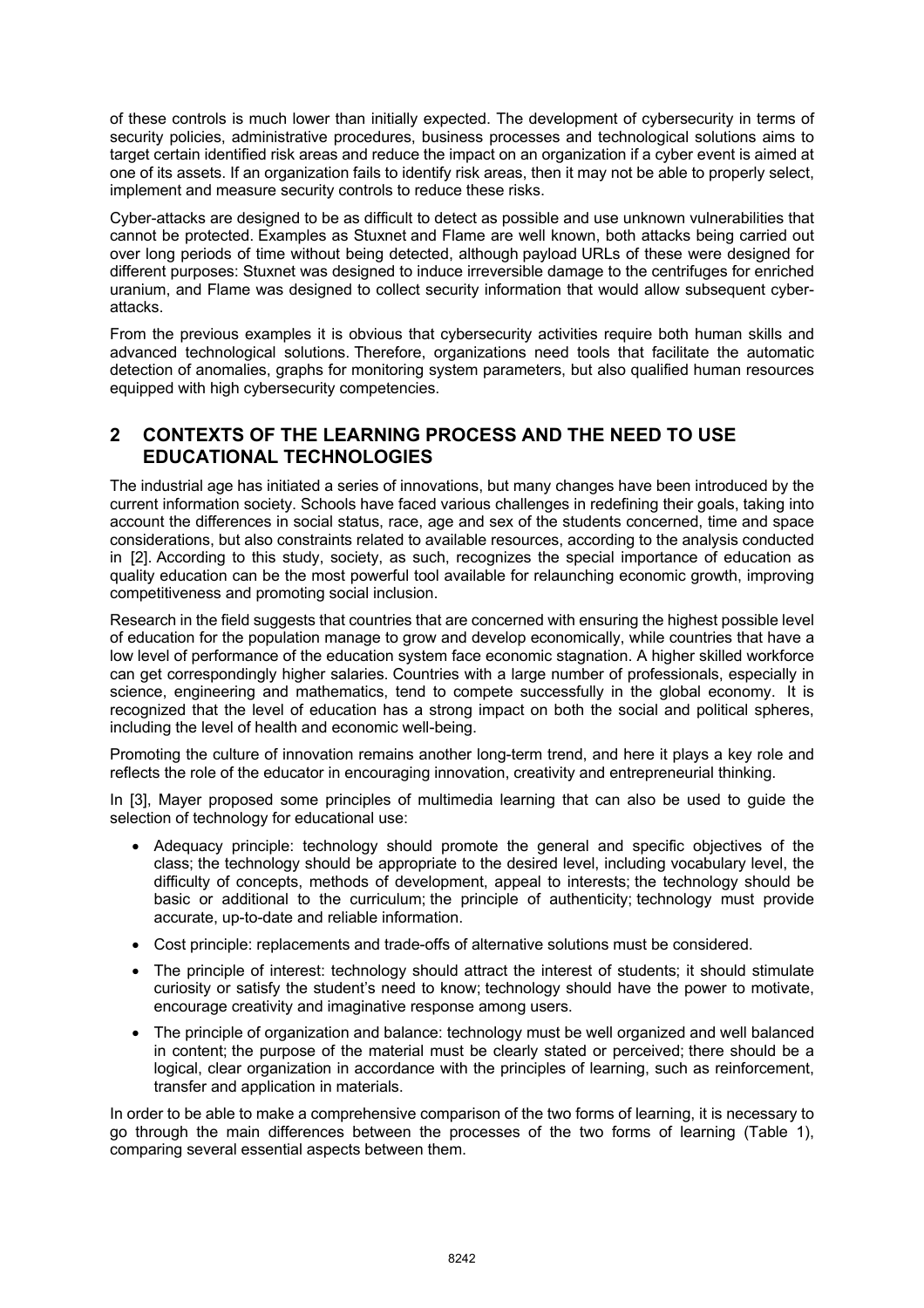of these controls is much lower than initially expected. The development of cybersecurity in terms of security policies, administrative procedures, business processes and technological solutions aims to target certain identified risk areas and reduce the impact on an organization if a cyber event is aimed at one of its assets. If an organization fails to identify risk areas, then it may not be able to properly select, implement and measure security controls to reduce these risks.

Cyber-attacks are designed to be as difficult to detect as possible and use unknown vulnerabilities that cannot be protected. Examples as Stuxnet and Flame are well known, both attacks being carried out over long periods of time without being detected, although payload URLs of these were designed for different purposes: Stuxnet was designed to induce irreversible damage to the centrifuges for enriched uranium, and Flame was designed to collect security information that would allow subsequent cyber-attacks.

From the previous examples it is obvious that cybersecurity activities require both human skills and advanced technological solutions. Therefore, organizations need tools that facilitate the automatic detection of anomalies, graphs for monitoring system parameters, but also qualified human resources equipped with high cybersecurity competencies.

## 2 CONTEXTS OF THE LEARNING PROCESS AND THE NEED TO USE EDUCATIONAL TECHNOLOGIES

The industrial age has initiated a series of innovations, but many changes have been introduced by the current information society. Schools have faced various challenges in redefining their goals, taking into account the differences in social status, race, age and sex of the students concerned, time and space considerations, but also constraints related to available resources, according to the analysis conducted in [2]. According to this study, society, as such, recognizes the special importance of education as quality education can be the most powerful tool available for relaunching economic growth, improving competitiveness and promoting social inclusion.

Research in the field suggests that countries that are concerned with ensuring the highest possible level of education for the population manage to grow and develop economically, while countries that have a low level of performance of the education system face economic stagnation. A higher skilled workforce can get correspondingly higher salaries. Countries with a large number of professionals, especially in science, engineering and mathematics, tend to compete successfully in the global economy. It is recognized that the level of education has a strong impact on both the social and political spheres, including the level of health and economic well-being.

Promoting the culture of innovation remains another long-term trend, and here it plays a key role and reflects the role of the educator in encouraging innovation, creativity and entrepreneurial thinking.

In [3], Mayer proposed some principles of multimedia learning that can also be used to guide the selection of technology for educational use:

- Adequacy principle: technology should promote the general and specific objectives of the class; the technology should be appropriate to the desired level, including vocabulary level, the difficulty of concepts, methods of development, appeal to interests; the technology should be basic or additional to the curriculum; the principle of authenticity; technology must provide accurate, up-to-date and reliable information.
- Cost principle: replacements and trade-offs of alternative solutions must be considered.
- The principle of interest: technology should attract the interest of students; it should stimulate curiosity or satisfy the student's need to know; technology should have the power to motivate, encourage creativity and imaginative response among users.
- The principle of organization and balance: technology must be well organized and well balanced in content; the purpose of the material must be clearly stated or perceived; there should be a logical, clear organization in accordance with the principles of learning, such as reinforcement, transfer and application in materials.

In order to be able to make a comprehensive comparison of the two forms of learning, it is necessary to go through the main differences between the processes of the two forms of learning (Table 1), comparing several essential aspects between them.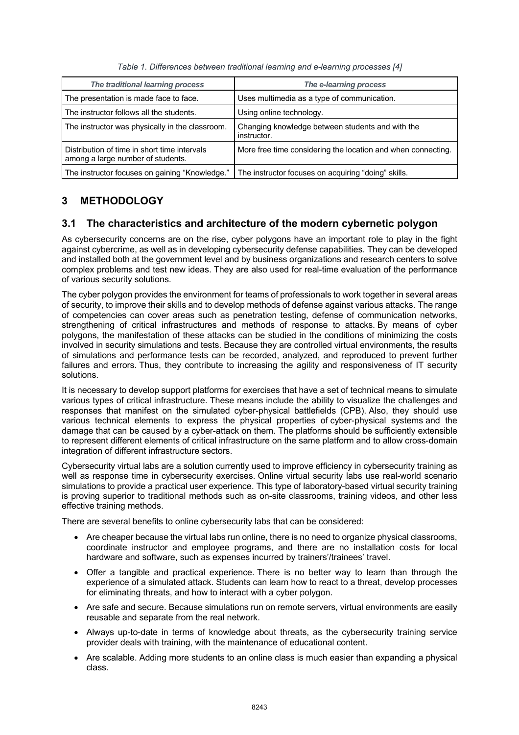*Table 1. Differences between traditional learning and e-learning processes [4]*

| *The traditional learning process* | *The e-learning process* |
| --- | --- |
| The presentation is made face to face. | Uses multimedia as a type of communication. |
| The instructor follows all the students. | Using online technology. |
| The instructor was physically in the classroom. | Changing knowledge between students and with the instructor. |
| Distribution of time in short time intervals among a large number of students. | More free time considering the location and when connecting. |
| The instructor focuses on gaining "Knowledge." | The instructor focuses on acquiring "doing" skills. |

# 3 METHODOLOGY

## 3.1 The characteristics and architecture of the modern cybernetic polygon

As cybersecurity concerns are on the rise, cyber polygons have an important role to play in the fight against cybercrime, as well as in developing cybersecurity defense capabilities. They can be developed and installed both at the government level and by business organizations and research centers to solve complex problems and test new ideas. They are also used for real-time evaluation of the performance of various security solutions.

The cyber polygon provides the environment for teams of professionals to work together in several areas of security, to improve their skills and to develop methods of defense against various attacks. The range of competencies can cover areas such as penetration testing, defense of communication networks, strengthening of critical infrastructures and methods of response to attacks. By means of cyber polygons, the manifestation of these attacks can be studied in the conditions of minimizing the costs involved in security simulations and tests. Because they are controlled virtual environments, the results of simulations and performance tests can be recorded, analyzed, and reproduced to prevent further failures and errors. Thus, they contribute to increasing the agility and responsiveness of IT security solutions.

It is necessary to develop support platforms for exercises that have a set of technical means to simulate various types of critical infrastructure. These means include the ability to visualize the challenges and responses that manifest on the simulated cyber-physical battlefields (CPB). Also, they should use various technical elements to express the physical properties of cyber-physical systems and the damage that can be caused by a cyber-attack on them. The platforms should be sufficiently extensible to represent different elements of critical infrastructure on the same platform and to allow cross-domain integration of different infrastructure sectors.

Cybersecurity virtual labs are a solution currently used to improve efficiency in cybersecurity training as well as response time in cybersecurity exercises. Online virtual security labs use real-world scenario simulations to provide a practical user experience. This type of laboratory-based virtual security training is proving superior to traditional methods such as on-site classrooms, training videos, and other less effective training methods.

There are several benefits to online cybersecurity labs that can be considered:

- Are cheaper because the virtual labs run online, there is no need to organize physical classrooms, coordinate instructor and employee programs, and there are no installation costs for local hardware and software, such as expenses incurred by trainers'/trainees' travel.
- Offer a tangible and practical experience. There is no better way to learn than through the experience of a simulated attack. Students can learn how to react to a threat, develop processes for eliminating threats, and how to interact with a cyber polygon.
- Are safe and secure. Because simulations run on remote servers, virtual environments are easily reusable and separate from the real network.
- Always up-to-date in terms of knowledge about threats, as the cybersecurity training service provider deals with training, with the maintenance of educational content.
- Are scalable. Adding more students to an online class is much easier than expanding a physical class.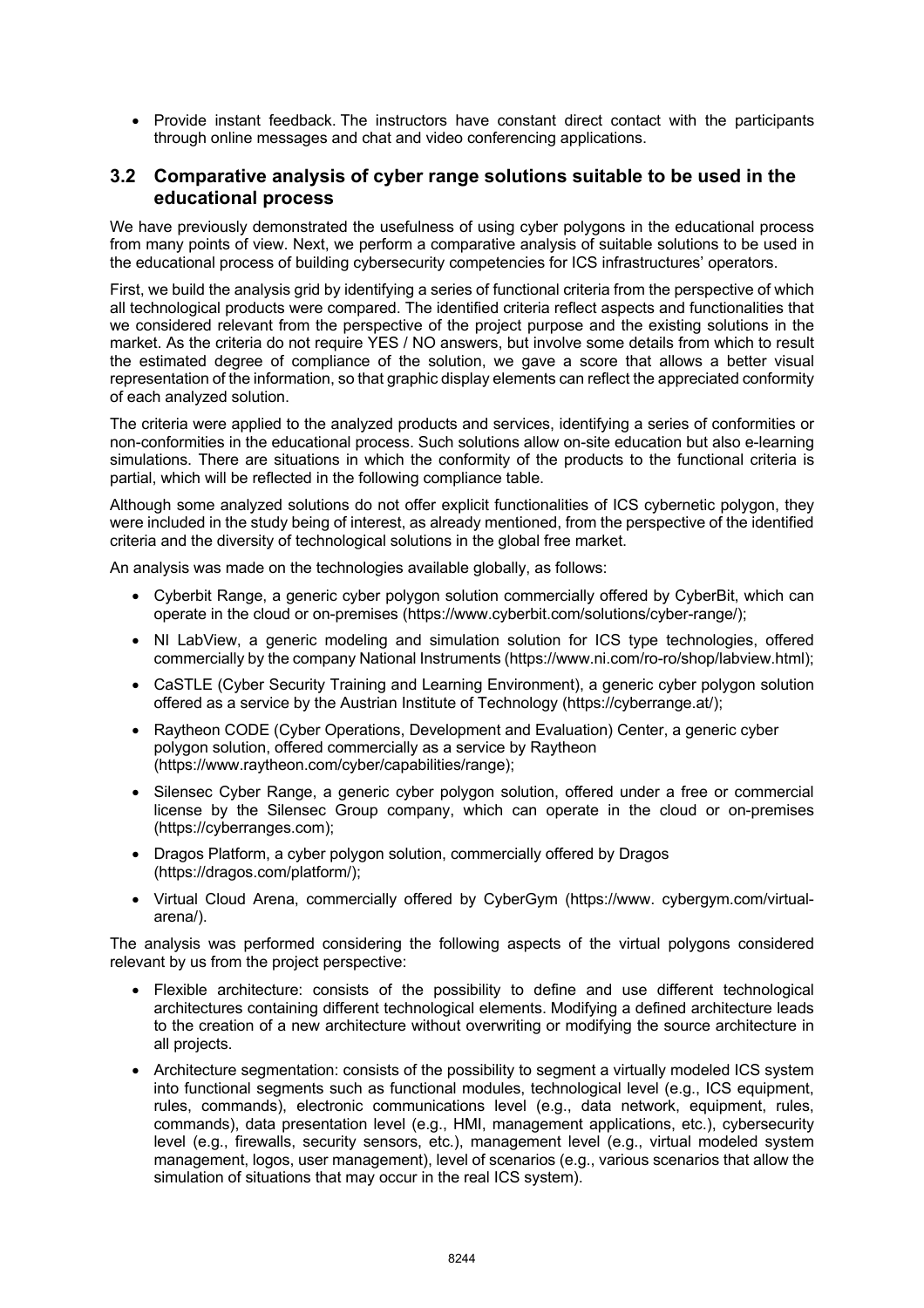- Provide instant feedback. The instructors have constant direct contact with the participants through online messages and chat and video conferencing applications.

## 3.2 Comparative analysis of cyber range solutions suitable to be used in the educational process

We have previously demonstrated the usefulness of using cyber polygons in the educational process from many points of view. Next, we perform a comparative analysis of suitable solutions to be used in the educational process of building cybersecurity competencies for ICS infrastructures' operators.

First, we build the analysis grid by identifying a series of functional criteria from the perspective of which all technological products were compared. The identified criteria reflect aspects and functionalities that we considered relevant from the perspective of the project purpose and the existing solutions in the market. As the criteria do not require YES / NO answers, but involve some details from which to result the estimated degree of compliance of the solution, we gave a score that allows a better visual representation of the information, so that graphic display elements can reflect the appreciated conformity of each analyzed solution.

The criteria were applied to the analyzed products and services, identifying a series of conformities or non-conformities in the educational process. Such solutions allow on-site education but also e-learning simulations. There are situations in which the conformity of the products to the functional criteria is partial, which will be reflected in the following compliance table.

Although some analyzed solutions do not offer explicit functionalities of ICS cybernetic polygon, they were included in the study being of interest, as already mentioned, from the perspective of the identified criteria and the diversity of technological solutions in the global free market.

An analysis was made on the technologies available globally, as follows:

- Cyberbit Range, a generic cyber polygon solution commercially offered by CyberBit, which can operate in the cloud or on-premises (https://www.cyberbit.com/solutions/cyber-range/);
- NI LabView, a generic modeling and simulation solution for ICS type technologies, offered commercially by the company National Instruments (https://www.ni.com/ro-ro/shop/labview.html);
- CaSTLE (Cyber Security Training and Learning Environment), a generic cyber polygon solution offered as a service by the Austrian Institute of Technology (https://cyberrange.at/);
- Raytheon CODE (Cyber Operations, Development and Evaluation) Center, a generic cyber polygon solution, offered commercially as a service by Raytheon (https://www.raytheon.com/cyber/capabilities/range);
- Silensec Cyber Range, a generic cyber polygon solution, offered under a free or commercial license by the Silensec Group company, which can operate in the cloud or on-premises (https://cyberranges.com);
- Dragos Platform, a cyber polygon solution, commercially offered by Dragos (https://dragos.com/platform/);
- Virtual Cloud Arena, commercially offered by CyberGym (https://www. cybergym.com/virtual-arena/).

The analysis was performed considering the following aspects of the virtual polygons considered relevant by us from the project perspective:

- Flexible architecture: consists of the possibility to define and use different technological architectures containing different technological elements. Modifying a defined architecture leads to the creation of a new architecture without overwriting or modifying the source architecture in all projects.
- Architecture segmentation: consists of the possibility to segment a virtually modeled ICS system into functional segments such as functional modules, technological level (e.g., ICS equipment, rules, commands), electronic communications level (e.g., data network, equipment, rules, commands), data presentation level (e.g., HMI, management applications, etc.), cybersecurity level (e.g., firewalls, security sensors, etc.), management level (e.g., virtual modeled system management, logos, user management), level of scenarios (e.g., various scenarios that allow the simulation of situations that may occur in the real ICS system).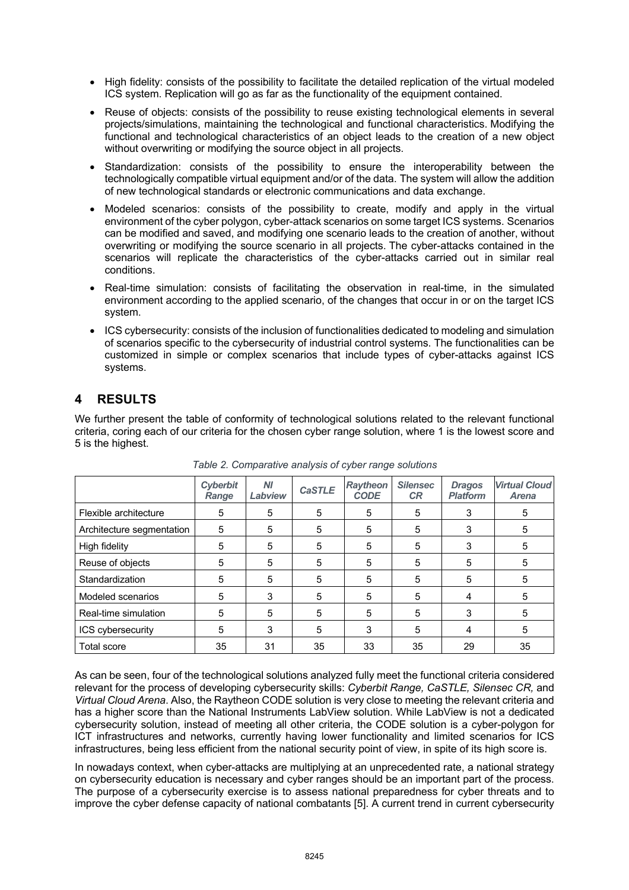- High fidelity: consists of the possibility to facilitate the detailed replication of the virtual modeled ICS system. Replication will go as far as the functionality of the equipment contained.
- Reuse of objects: consists of the possibility to reuse existing technological elements in several projects/simulations, maintaining the technological and functional characteristics. Modifying the functional and technological characteristics of an object leads to the creation of a new object without overwriting or modifying the source object in all projects.
- Standardization: consists of the possibility to ensure the interoperability between the technologically compatible virtual equipment and/or of the data. The system will allow the addition of new technological standards or electronic communications and data exchange.
- Modeled scenarios: consists of the possibility to create, modify and apply in the virtual environment of the cyber polygon, cyber-attack scenarios on some target ICS systems. Scenarios can be modified and saved, and modifying one scenario leads to the creation of another, without overwriting or modifying the source scenario in all projects. The cyber-attacks contained in the scenarios will replicate the characteristics of the cyber-attacks carried out in similar real conditions.
- Real-time simulation: consists of facilitating the observation in real-time, in the simulated environment according to the applied scenario, of the changes that occur in or on the target ICS system.
- ICS cybersecurity: consists of the inclusion of functionalities dedicated to modeling and simulation of scenarios specific to the cybersecurity of industrial control systems. The functionalities can be customized in simple or complex scenarios that include types of cyber-attacks against ICS systems.

# 4 RESULTS

We further present the table of conformity of technological solutions related to the relevant functional criteria, coring each of our criteria for the chosen cyber range solution, where 1 is the lowest score and 5 is the highest.

*Table 2. Comparative analysis of cyber range solutions*

| | *Cyberbit Range* | *NI Labview* | *CaSTLE* | *Raytheon CODE* | *Silensec CR* | *Dragos Platform* | *Virtual Cloud Arena* |
|---|---|---|---|---|---|---|---|
| Flexible architecture | 5 | 5 | 5 | 5 | 5 | 3 | 5 |
| Architecture segmentation | 5 | 5 | 5 | 5 | 5 | 3 | 5 |
| High fidelity | 5 | 5 | 5 | 5 | 5 | 3 | 5 |
| Reuse of objects | 5 | 5 | 5 | 5 | 5 | 5 | 5 |
| Standardization | 5 | 5 | 5 | 5 | 5 | 5 | 5 |
| Modeled scenarios | 5 | 3 | 5 | 5 | 5 | 4 | 5 |
| Real-time simulation | 5 | 5 | 5 | 5 | 5 | 3 | 5 |
| ICS cybersecurity | 5 | 3 | 5 | 3 | 5 | 4 | 5 |
| Total score | 35 | 31 | 35 | 33 | 35 | 29 | 35 |

As can be seen, four of the technological solutions analyzed fully meet the functional criteria considered relevant for the process of developing cybersecurity skills: *Cyberbit Range, CaSTLE, Silensec CR,* and *Virtual Cloud Arena*. Also, the Raytheon CODE solution is very close to meeting the relevant criteria and has a higher score than the National Instruments LabView solution. While LabView is not a dedicated cybersecurity solution, instead of meeting all other criteria, the CODE solution is a cyber-polygon for ICT infrastructures and networks, currently having lower functionality and limited scenarios for ICS infrastructures, being less efficient from the national security point of view, in spite of its high score is.

In nowadays context, when cyber-attacks are multiplying at an unprecedented rate, a national strategy on cybersecurity education is necessary and cyber ranges should be an important part of the process. The purpose of a cybersecurity exercise is to assess national preparedness for cyber threats and to improve the cyber defense capacity of national combatants [5]. A current trend in current cybersecurity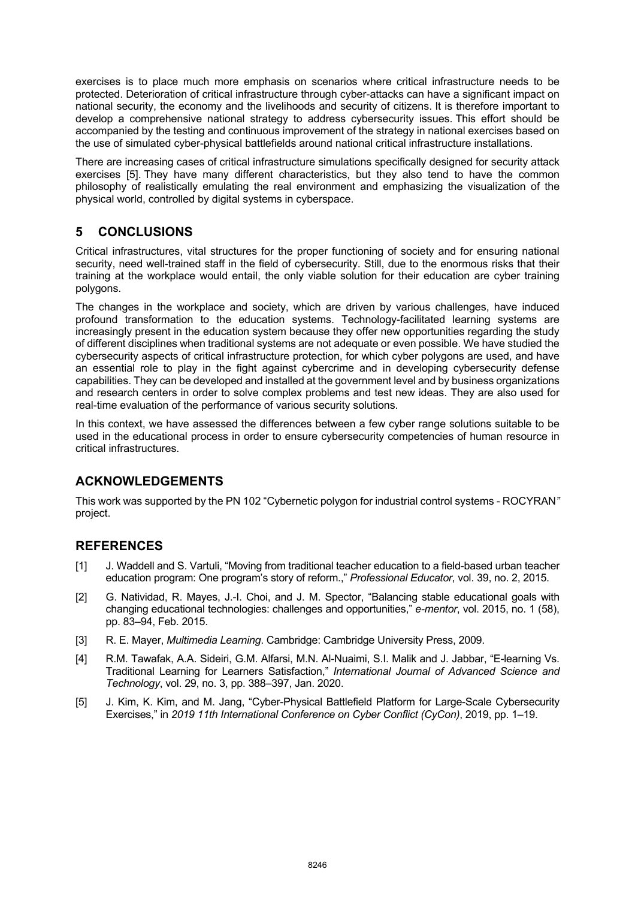exercises is to place much more emphasis on scenarios where critical infrastructure needs to be protected. Deterioration of critical infrastructure through cyber-attacks can have a significant impact on national security, the economy and the livelihoods and security of citizens. It is therefore important to develop a comprehensive national strategy to address cybersecurity issues. This effort should be accompanied by the testing and continuous improvement of the strategy in national exercises based on the use of simulated cyber-physical battlefields around national critical infrastructure installations.

There are increasing cases of critical infrastructure simulations specifically designed for security attack exercises [5]. They have many different characteristics, but they also tend to have the common philosophy of realistically emulating the real environment and emphasizing the visualization of the physical world, controlled by digital systems in cyberspace.

## 5 CONCLUSIONS

Critical infrastructures, vital structures for the proper functioning of society and for ensuring national security, need well-trained staff in the field of cybersecurity. Still, due to the enormous risks that their training at the workplace would entail, the only viable solution for their education are cyber training polygons.

The changes in the workplace and society, which are driven by various challenges, have induced profound transformation to the education systems. Technology-facilitated learning systems are increasingly present in the education system because they offer new opportunities regarding the study of different disciplines when traditional systems are not adequate or even possible. We have studied the cybersecurity aspects of critical infrastructure protection, for which cyber polygons are used, and have an essential role to play in the fight against cybercrime and in developing cybersecurity defense capabilities. They can be developed and installed at the government level and by business organizations and research centers in order to solve complex problems and test new ideas. They are also used for real-time evaluation of the performance of various security solutions.

In this context, we have assessed the differences between a few cyber range solutions suitable to be used in the educational process in order to ensure cybersecurity competencies of human resource in critical infrastructures.

## ACKNOWLEDGEMENTS

This work was supported by the PN 102 "Cybernetic polygon for industrial control systems - ROCYRAN*"* project.

## REFERENCES

[1] J. Waddell and S. Vartuli, "Moving from traditional teacher education to a field-based urban teacher education program: One program's story of reform.," *Professional Educator*, vol. 39, no. 2, 2015.

[2] G. Natividad, R. Mayes, J.-I. Choi, and J. M. Spector, "Balancing stable educational goals with changing educational technologies: challenges and opportunities," *e-mentor*, vol. 2015, no. 1 (58), pp. 83–94, Feb. 2015.

[3] R. E. Mayer, *Multimedia Learning*. Cambridge: Cambridge University Press, 2009.

[4] R.M. Tawafak, A.A. Sideiri, G.M. Alfarsi, M.N. Al-Nuaimi, S.I. Malik and J. Jabbar, "E-learning Vs. Traditional Learning for Learners Satisfaction," *International Journal of Advanced Science and Technology*, vol. 29, no. 3, pp. 388–397, Jan. 2020.

[5] J. Kim, K. Kim, and M. Jang, "Cyber-Physical Battlefield Platform for Large-Scale Cybersecurity Exercises," in *2019 11th International Conference on Cyber Conflict (CyCon)*, 2019, pp. 1–19.